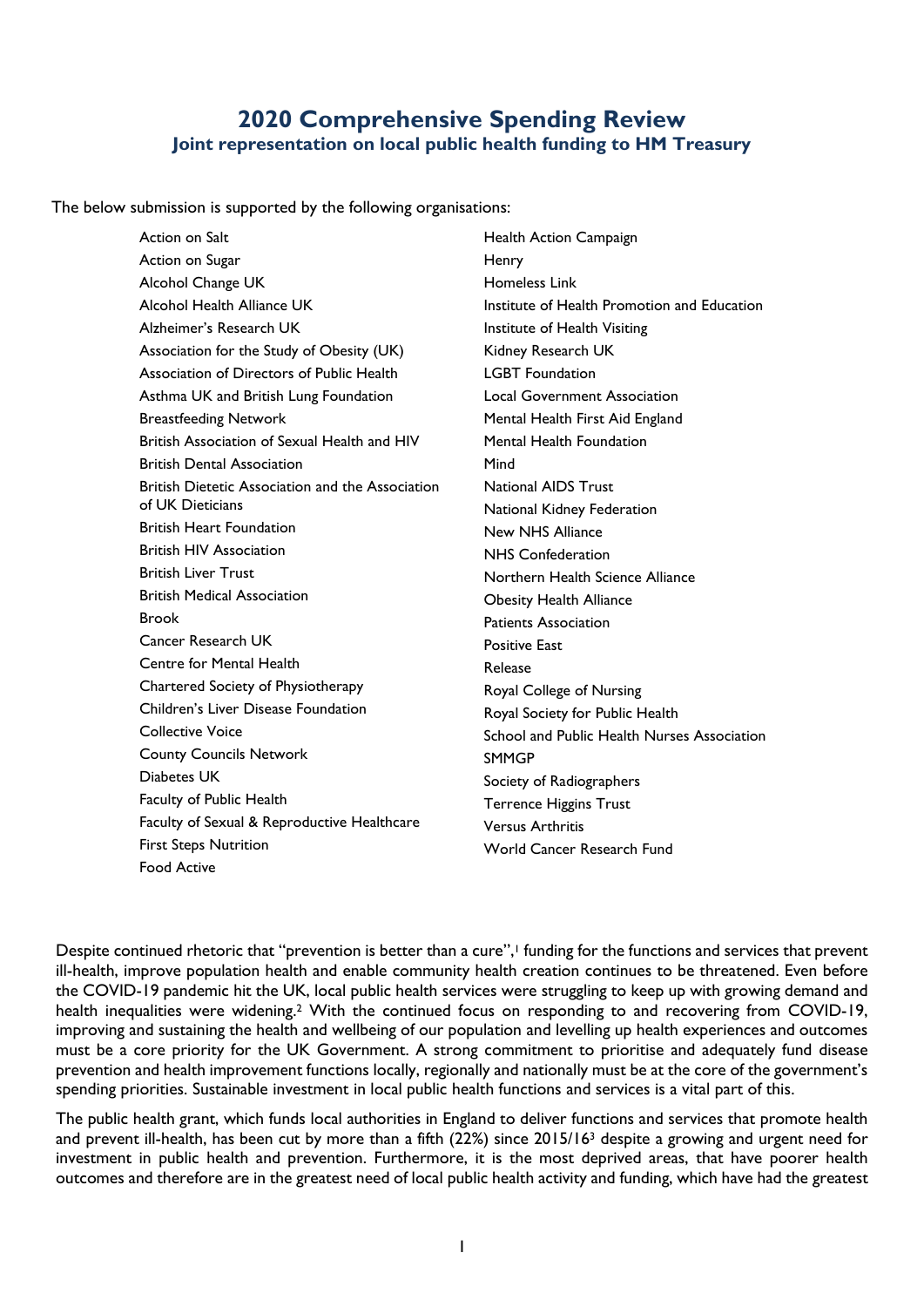# 2020 Comprehensive Spending Review

## Joint representation on local public health funding to HM Treasury

The below submission is supported by the following organisations:

- Action on Salt
- Action on Sugar
- Alcohol Change UK
- Alcohol Health Alliance UK
- Alzheimer's Research UK
- Association for the Study of Obesity (UK)
- Association of Directors of Public Health
- Asthma UK and British Lung Foundation
- Breastfeeding Network
- British Association of Sexual Health and HIV
- British Dental Association
- British Dietetic Association and the Association of UK Dieticians
- British Heart Foundation
- British HIV Association
- British Liver Trust
- British Medical Association
- Brook
- Cancer Research UK
- Centre for Mental Health
- Chartered Society of Physiotherapy
- Children's Liver Disease Foundation
- Collective Voice
- County Councils Network
- Diabetes UK
- Faculty of Public Health
- Faculty of Sexual & Reproductive Healthcare
- First Steps Nutrition
- Food Active
- Health Action Campaign
- Henry
- Homeless Link
- Institute of Health Promotion and Education
- Institute of Health Visiting
- Kidney Research UK
- LGBT Foundation
- Local Government Association
- Mental Health First Aid England
- Mental Health Foundation
- Mind
- National AIDS Trust
- National Kidney Federation
- New NHS Alliance
- NHS Confederation
- Northern Health Science Alliance
- Obesity Health Alliance
- Patients Association
- Positive East
- Release
- Royal College of Nursing
- Royal Society for Public Health
- School and Public Health Nurses Association
- SMMGP
- Society of Radiographers
- Terrence Higgins Trust
- Versus Arthritis
- World Cancer Research Fund

Despite continued rhetoric that "prevention is better than a cure",[1] funding for the functions and services that prevent ill-health, improve population health and enable community health creation continues to be threatened. Even before the COVID-19 pandemic hit the UK, local public health services were struggling to keep up with growing demand and health inequalities were widening.[2] With the continued focus on responding to and recovering from COVID-19, improving and sustaining the health and wellbeing of our population and levelling up health experiences and outcomes must be a core priority for the UK Government. A strong commitment to prioritise and adequately fund disease prevention and health improvement functions locally, regionally and nationally must be at the core of the government's spending priorities. Sustainable investment in local public health functions and services is a vital part of this.

The public health grant, which funds local authorities in England to deliver functions and services that promote health and prevent ill-health, has been cut by more than a fifth (22%) since 2015/16[3] despite a growing and urgent need for investment in public health and prevention. Furthermore, it is the most deprived areas, that have poorer health outcomes and therefore are in the greatest need of local public health activity and funding, which have had the greatest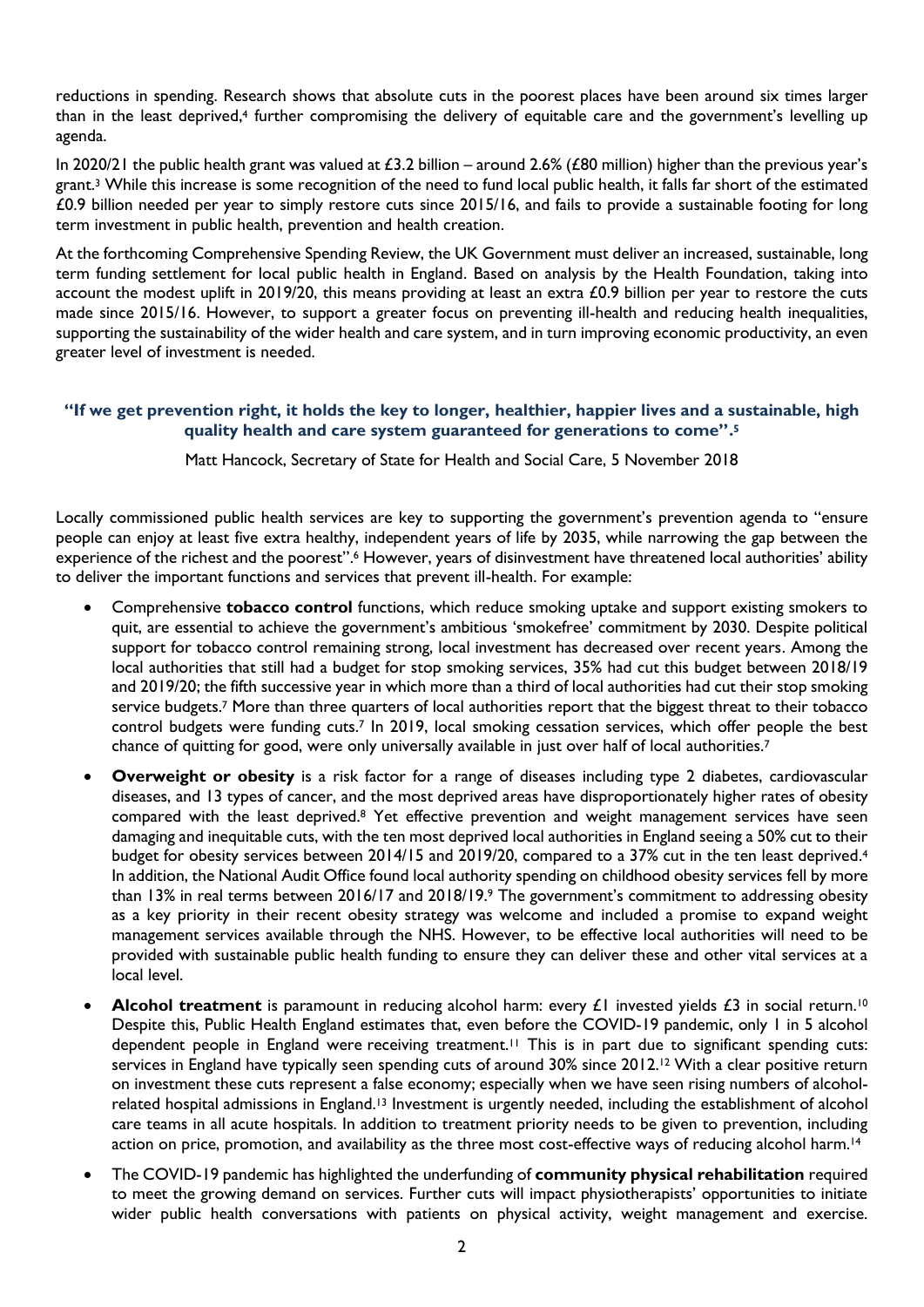reductions in spending. Research shows that absolute cuts in the poorest places have been around six times larger than in the least deprived,[4] further compromising the delivery of equitable care and the government's levelling up agenda.

In 2020/21 the public health grant was valued at £3.2 billion – around 2.6% (£80 million) higher than the previous year's grant.[3] While this increase is some recognition of the need to fund local public health, it falls far short of the estimated £0.9 billion needed per year to simply restore cuts since 2015/16, and fails to provide a sustainable footing for long term investment in public health, prevention and health creation.

At the forthcoming Comprehensive Spending Review, the UK Government must deliver an increased, sustainable, long term funding settlement for local public health in England. Based on analysis by the Health Foundation, taking into account the modest uplift in 2019/20, this means providing at least an extra £0.9 billion per year to restore the cuts made since 2015/16. However, to support a greater focus on preventing ill-health and reducing health inequalities, supporting the sustainability of the wider health and care system, and in turn improving economic productivity, an even greater level of investment is needed.

**"If we get prevention right, it holds the key to longer, healthier, happier lives and a sustainable, high quality health and care system guaranteed for generations to come".[5]**

Matt Hancock, Secretary of State for Health and Social Care, 5 November 2018

Locally commissioned public health services are key to supporting the government's prevention agenda to "ensure people can enjoy at least five extra healthy, independent years of life by 2035, while narrowing the gap between the experience of the richest and the poorest".[6] However, years of disinvestment have threatened local authorities' ability to deliver the important functions and services that prevent ill-health. For example:

- Comprehensive **tobacco control** functions, which reduce smoking uptake and support existing smokers to quit, are essential to achieve the government's ambitious 'smokefree' commitment by 2030. Despite political support for tobacco control remaining strong, local investment has decreased over recent years. Among the local authorities that still had a budget for stop smoking services, 35% had cut this budget between 2018/19 and 2019/20; the fifth successive year in which more than a third of local authorities had cut their stop smoking service budgets.[7] More than three quarters of local authorities report that the biggest threat to their tobacco control budgets were funding cuts.[7] In 2019, local smoking cessation services, which offer people the best chance of quitting for good, were only universally available in just over half of local authorities.[7]
- **Overweight or obesity** is a risk factor for a range of diseases including type 2 diabetes, cardiovascular diseases, and 13 types of cancer, and the most deprived areas have disproportionately higher rates of obesity compared with the least deprived.[8] Yet effective prevention and weight management services have seen damaging and inequitable cuts, with the ten most deprived local authorities in England seeing a 50% cut to their budget for obesity services between 2014/15 and 2019/20, compared to a 37% cut in the ten least deprived.[4] In addition, the National Audit Office found local authority spending on childhood obesity services fell by more than 13% in real terms between 2016/17 and 2018/19.[9] The government's commitment to addressing obesity as a key priority in their recent obesity strategy was welcome and included a promise to expand weight management services available through the NHS. However, to be effective local authorities will need to be provided with sustainable public health funding to ensure they can deliver these and other vital services at a local level.
- **Alcohol treatment** is paramount in reducing alcohol harm: every £1 invested yields £3 in social return.[10] Despite this, Public Health England estimates that, even before the COVID-19 pandemic, only 1 in 5 alcohol dependent people in England were receiving treatment.[11] This is in part due to significant spending cuts: services in England have typically seen spending cuts of around 30% since 2012.[12] With a clear positive return on investment these cuts represent a false economy; especially when we have seen rising numbers of alcohol-related hospital admissions in England.[13] Investment is urgently needed, including the establishment of alcohol care teams in all acute hospitals. In addition to treatment priority needs to be given to prevention, including action on price, promotion, and availability as the three most cost-effective ways of reducing alcohol harm.[14]
- The COVID-19 pandemic has highlighted the underfunding of **community physical rehabilitation** required to meet the growing demand on services. Further cuts will impact physiotherapists' opportunities to initiate wider public health conversations with patients on physical activity, weight management and exercise.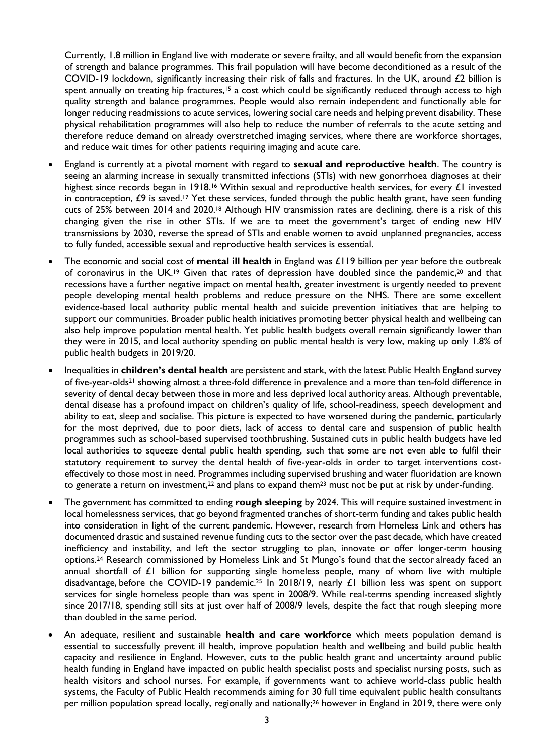Currently, 1.8 million in England live with moderate or severe frailty, and all would benefit from the expansion of strength and balance programmes. This frail population will have become deconditioned as a result of the COVID-19 lockdown, significantly increasing their risk of falls and fractures. In the UK, around £2 billion is spent annually on treating hip fractures,[15] a cost which could be significantly reduced through access to high quality strength and balance programmes. People would also remain independent and functionally able for longer reducing readmissions to acute services, lowering social care needs and helping prevent disability. These physical rehabilitation programmes will also help to reduce the number of referrals to the acute setting and therefore reduce demand on already overstretched imaging services, where there are workforce shortages, and reduce wait times for other patients requiring imaging and acute care.

- England is currently at a pivotal moment with regard to **sexual and reproductive health**. The country is seeing an alarming increase in sexually transmitted infections (STIs) with new gonorrhoea diagnoses at their highest since records began in 1918.[16] Within sexual and reproductive health services, for every £1 invested in contraception, £9 is saved.[17] Yet these services, funded through the public health grant, have seen funding cuts of 25% between 2014 and 2020.[18] Although HIV transmission rates are declining, there is a risk of this changing given the rise in other STIs. If we are to meet the government's target of ending new HIV transmissions by 2030, reverse the spread of STIs and enable women to avoid unplanned pregnancies, access to fully funded, accessible sexual and reproductive health services is essential.
- The economic and social cost of **mental ill health** in England was £119 billion per year before the outbreak of coronavirus in the UK.[19] Given that rates of depression have doubled since the pandemic,[20] and that recessions have a further negative impact on mental health, greater investment is urgently needed to prevent people developing mental health problems and reduce pressure on the NHS. There are some excellent evidence-based local authority public mental health and suicide prevention initiatives that are helping to support our communities. Broader public health initiatives promoting better physical health and wellbeing can also help improve population mental health. Yet public health budgets overall remain significantly lower than they were in 2015, and local authority spending on public mental health is very low, making up only 1.8% of public health budgets in 2019/20.
- Inequalities in **children's dental health** are persistent and stark, with the latest Public Health England survey of five-year-olds[21] showing almost a three-fold difference in prevalence and a more than ten-fold difference in severity of dental decay between those in more and less deprived local authority areas. Although preventable, dental disease has a profound impact on children's quality of life, school-readiness, speech development and ability to eat, sleep and socialise. This picture is expected to have worsened during the pandemic, particularly for the most deprived, due to poor diets, lack of access to dental care and suspension of public health programmes such as school-based supervised toothbrushing. Sustained cuts in public health budgets have led local authorities to squeeze dental public health spending, such that some are not even able to fulfil their statutory requirement to survey the dental health of five-year-olds in order to target interventions cost-effectively to those most in need. Programmes including supervised brushing and water fluoridation are known to generate a return on investment,[22] and plans to expand them[23] must not be put at risk by under-funding.
- The government has committed to ending **rough sleeping** by 2024. This will require sustained investment in local homelessness services, that go beyond fragmented tranches of short-term funding and takes public health into consideration in light of the current pandemic. However, research from Homeless Link and others has documented drastic and sustained revenue funding cuts to the sector over the past decade, which have created inefficiency and instability, and left the sector struggling to plan, innovate or offer longer-term housing options.[24] Research commissioned by Homeless Link and St Mungo's found that the sector already faced an annual shortfall of £1 billion for supporting single homeless people, many of whom live with multiple disadvantage, before the COVID-19 pandemic.[25] In 2018/19, nearly £1 billion less was spent on support services for single homeless people than was spent in 2008/9. While real-terms spending increased slightly since 2017/18, spending still sits at just over half of 2008/9 levels, despite the fact that rough sleeping more than doubled in the same period.
- An adequate, resilient and sustainable **health and care workforce** which meets population demand is essential to successfully prevent ill health, improve population health and wellbeing and build public health capacity and resilience in England. However, cuts to the public health grant and uncertainty around public health funding in England have impacted on public health specialist posts and specialist nursing posts, such as health visitors and school nurses. For example, if governments want to achieve world-class public health systems, the Faculty of Public Health recommends aiming for 30 full time equivalent public health consultants per million population spread locally, regionally and nationally;[26] however in England in 2019, there were only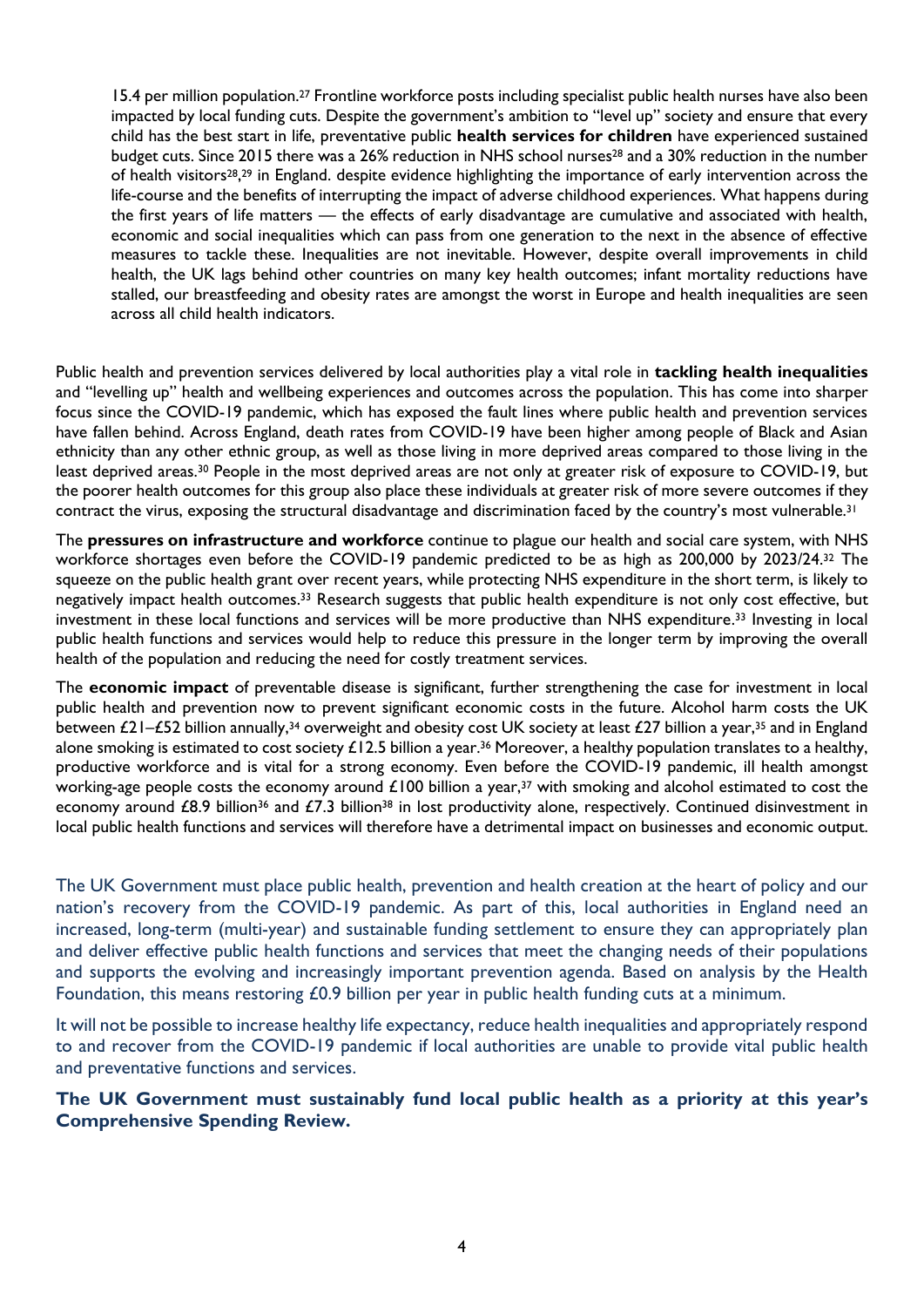15.4 per million population.[27] Frontline workforce posts including specialist public health nurses have also been impacted by local funding cuts. Despite the government's ambition to "level up" society and ensure that every child has the best start in life, preventative public **health services for children** have experienced sustained budget cuts. Since 2015 there was a 26% reduction in NHS school nurses[28] and a 30% reduction in the number of health visitors[28,29] in England. despite evidence highlighting the importance of early intervention across the life-course and the benefits of interrupting the impact of adverse childhood experiences. What happens during the first years of life matters — the effects of early disadvantage are cumulative and associated with health, economic and social inequalities which can pass from one generation to the next in the absence of effective measures to tackle these. Inequalities are not inevitable. However, despite overall improvements in child health, the UK lags behind other countries on many key health outcomes; infant mortality reductions have stalled, our breastfeeding and obesity rates are amongst the worst in Europe and health inequalities are seen across all child health indicators.

Public health and prevention services delivered by local authorities play a vital role in **tackling health inequalities** and "levelling up" health and wellbeing experiences and outcomes across the population. This has come into sharper focus since the COVID-19 pandemic, which has exposed the fault lines where public health and prevention services have fallen behind. Across England, death rates from COVID-19 have been higher among people of Black and Asian ethnicity than any other ethnic group, as well as those living in more deprived areas compared to those living in the least deprived areas.[30] People in the most deprived areas are not only at greater risk of exposure to COVID-19, but the poorer health outcomes for this group also place these individuals at greater risk of more severe outcomes if they contract the virus, exposing the structural disadvantage and discrimination faced by the country's most vulnerable.[31]

The **pressures on infrastructure and workforce** continue to plague our health and social care system, with NHS workforce shortages even before the COVID-19 pandemic predicted to be as high as 200,000 by 2023/24.[32] The squeeze on the public health grant over recent years, while protecting NHS expenditure in the short term, is likely to negatively impact health outcomes.[33] Research suggests that public health expenditure is not only cost effective, but investment in these local functions and services will be more productive than NHS expenditure.[33] Investing in local public health functions and services would help to reduce this pressure in the longer term by improving the overall health of the population and reducing the need for costly treatment services.

The **economic impact** of preventable disease is significant, further strengthening the case for investment in local public health and prevention now to prevent significant economic costs in the future. Alcohol harm costs the UK between £21–£52 billion annually,[34] overweight and obesity cost UK society at least £27 billion a year,[35] and in England alone smoking is estimated to cost society £12.5 billion a year.[36] Moreover, a healthy population translates to a healthy, productive workforce and is vital for a strong economy. Even before the COVID-19 pandemic, ill health amongst working-age people costs the economy around £100 billion a year,[37] with smoking and alcohol estimated to cost the economy around £8.9 billion[36] and £7.3 billion[38] in lost productivity alone, respectively. Continued disinvestment in local public health functions and services will therefore have a detrimental impact on businesses and economic output.

The UK Government must place public health, prevention and health creation at the heart of policy and our nation's recovery from the COVID-19 pandemic. As part of this, local authorities in England need an increased, long-term (multi-year) and sustainable funding settlement to ensure they can appropriately plan and deliver effective public health functions and services that meet the changing needs of their populations and supports the evolving and increasingly important prevention agenda. Based on analysis by the Health Foundation, this means restoring £0.9 billion per year in public health funding cuts at a minimum.

It will not be possible to increase healthy life expectancy, reduce health inequalities and appropriately respond to and recover from the COVID-19 pandemic if local authorities are unable to provide vital public health and preventative functions and services.

**The UK Government must sustainably fund local public health as a priority at this year's Comprehensive Spending Review.**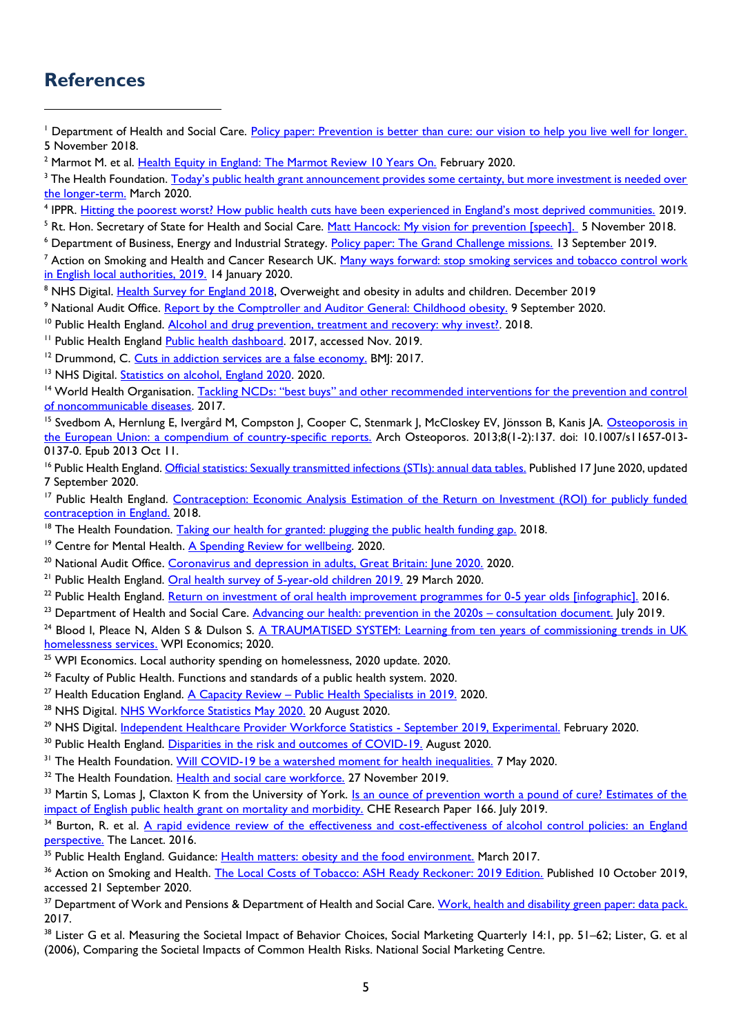# References

[1] Department of Health and Social Care. Policy paper: Prevention is better than cure: our vision to help you live well for longer. 5 November 2018.

[2] Marmot M. et al. Health Equity in England: The Marmot Review 10 Years On. February 2020.

[3] The Health Foundation. Today's public health grant announcement provides some certainty, but more investment is needed over the longer-term. March 2020.

[4] IPPR. Hitting the poorest worst? How public health cuts have been experienced in England's most deprived communities. 2019.

[5] Rt. Hon. Secretary of State for Health and Social Care. Matt Hancock: My vision for prevention [speech]. 5 November 2018.

[6] Department of Business, Energy and Industrial Strategy. Policy paper: The Grand Challenge missions. 13 September 2019.

[7] Action on Smoking and Health and Cancer Research UK. Many ways forward: stop smoking services and tobacco control work in English local authorities, 2019. 14 January 2020.

[8] NHS Digital. Health Survey for England 2018, Overweight and obesity in adults and children. December 2019

[9] National Audit Office. Report by the Comptroller and Auditor General: Childhood obesity. 9 September 2020.

[10] Public Health England. Alcohol and drug prevention, treatment and recovery: why invest?. 2018.

[11] Public Health England Public health dashboard. 2017, accessed Nov. 2019.

[12] Drummond, C. Cuts in addiction services are a false economy. BMJ: 2017.

[13] NHS Digital. Statistics on alcohol, England 2020. 2020.

[14] World Health Organisation. Tackling NCDs: "best buys" and other recommended interventions for the prevention and control of noncommunicable diseases. 2017.

[15] Svedbom A, Hernlung E, Ivergård M, Compston J, Cooper C, Stenmark J, McCloskey EV, Jönsson B, Kanis JA. Osteoporosis in the European Union: a compendium of country-specific reports. Arch Osteoporos. 2013;8(1-2):137. doi: 10.1007/s11657-013-0137-0. Epub 2013 Oct 11.

[16] Public Health England. Official statistics: Sexually transmitted infections (STIs): annual data tables. Published 17 June 2020, updated 7 September 2020.

[17] Public Health England. Contraception: Economic Analysis Estimation of the Return on Investment (ROI) for publicly funded contraception in England. 2018.

[18] The Health Foundation. Taking our health for granted: plugging the public health funding gap. 2018.

[19] Centre for Mental Health. A Spending Review for wellbeing. 2020.

[20] National Audit Office. Coronavirus and depression in adults, Great Britain: June 2020. 2020.

[21] Public Health England. Oral health survey of 5-year-old children 2019. 29 March 2020.

[22] Public Health England. Return on investment of oral health improvement programmes for 0-5 year olds [infographic]. 2016.

[23] Department of Health and Social Care. Advancing our health: prevention in the 2020s – consultation document. July 2019.

[24] Blood I, Pleace N, Alden S & Dulson S. A TRAUMATISED SYSTEM: Learning from ten years of commissioning trends in UK homelessness services. WPI Economics; 2020.

[25] WPI Economics. Local authority spending on homelessness, 2020 update. 2020.

[26] Faculty of Public Health. Functions and standards of a public health system. 2020.

[27] Health Education England. A Capacity Review – Public Health Specialists in 2019. 2020.

[28] NHS Digital. NHS Workforce Statistics May 2020. 20 August 2020.

[29] NHS Digital. Independent Healthcare Provider Workforce Statistics - September 2019, Experimental. February 2020.

[30] Public Health England. Disparities in the risk and outcomes of COVID-19. August 2020.

[31] The Health Foundation. Will COVID-19 be a watershed moment for health inequalities. 7 May 2020.

[32] The Health Foundation. Health and social care workforce. 27 November 2019.

[33] Martin S, Lomas J, Claxton K from the University of York. Is an ounce of prevention worth a pound of cure? Estimates of the impact of English public health grant on mortality and morbidity. CHE Research Paper 166. July 2019.

[34] Burton, R. et al. A rapid evidence review of the effectiveness and cost-effectiveness of alcohol control policies: an England perspective. The Lancet. 2016.

[35] Public Health England. Guidance: Health matters: obesity and the food environment. March 2017.

[36] Action on Smoking and Health. The Local Costs of Tobacco: ASH Ready Reckoner: 2019 Edition. Published 10 October 2019, accessed 21 September 2020.

[37] Department of Work and Pensions & Department of Health and Social Care. Work, health and disability green paper: data pack. 2017.

[38] Lister G et al. Measuring the Societal Impact of Behavior Choices, Social Marketing Quarterly 14:1, pp. 51–62; Lister, G. et al (2006), Comparing the Societal Impacts of Common Health Risks. National Social Marketing Centre.